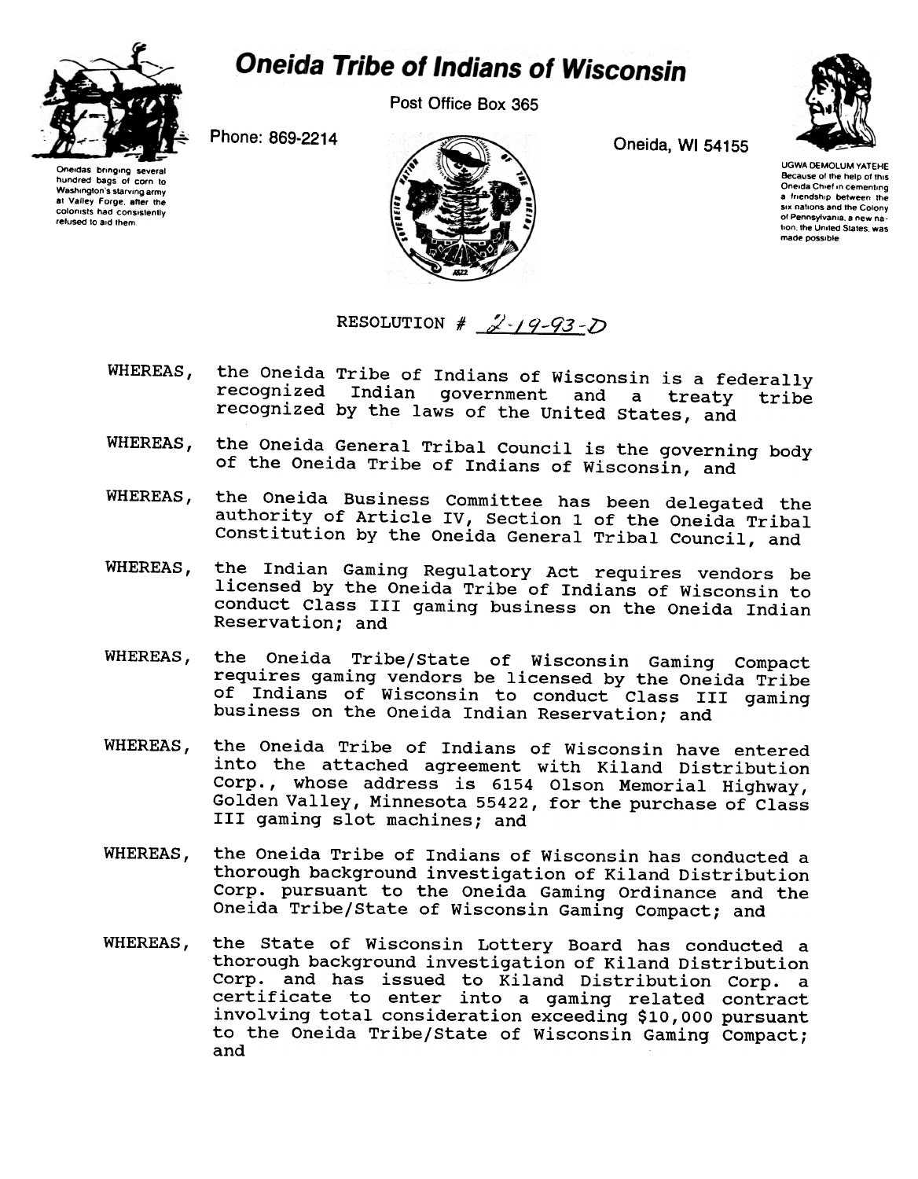# Oneida Tribe of Indians of Wisconsin

Post Office Box 365

Phone: 869-2214

Oneida, WI 54155

Oneidas bringing several hundred bags of corn to Washington's starving army at Valley Forge, after the colonists had consistently refused to aid them.

UGWA DEMOLUM YATEHE
Because of the help of this Oneida Chief in cementing a friendship between the six nations and the Colony of Pennsylvania, a new nation, the United States, was made possible.

RESOLUTION # 2-19-93-D

WHEREAS, the Oneida Tribe of Indians of Wisconsin is a federally recognized Indian government and a treaty tribe recognized by the laws of the United States, and

WHEREAS, the Oneida General Tribal Council is the governing body of the Oneida Tribe of Indians of Wisconsin, and

WHEREAS, the Oneida Business Committee has been delegated the authority of Article IV, Section 1 of the Oneida Tribal Constitution by the Oneida General Tribal Council, and

WHEREAS, the Indian Gaming Regulatory Act requires vendors be licensed by the Oneida Tribe of Indians of Wisconsin to conduct Class III gaming business on the Oneida Indian Reservation; and

WHEREAS, the Oneida Tribe/State of Wisconsin Gaming Compact requires gaming vendors be licensed by the Oneida Tribe of Indians of Wisconsin to conduct Class III gaming business on the Oneida Indian Reservation; and

WHEREAS, the Oneida Tribe of Indians of Wisconsin have entered into the attached agreement with Kiland Distribution Corp., whose address is 6154 Olson Memorial Highway, Golden Valley, Minnesota 55422, for the purchase of Class III gaming slot machines; and

WHEREAS, the Oneida Tribe of Indians of Wisconsin has conducted a thorough background investigation of Kiland Distribution Corp. pursuant to the Oneida Gaming Ordinance and the Oneida Tribe/State of Wisconsin Gaming Compact; and

WHEREAS, the State of Wisconsin Lottery Board has conducted a thorough background investigation of Kiland Distribution Corp. and has issued to Kiland Distribution Corp. a certificate to enter into a gaming related contract involving total consideration exceeding $10,000 pursuant to the Oneida Tribe/State of Wisconsin Gaming Compact; and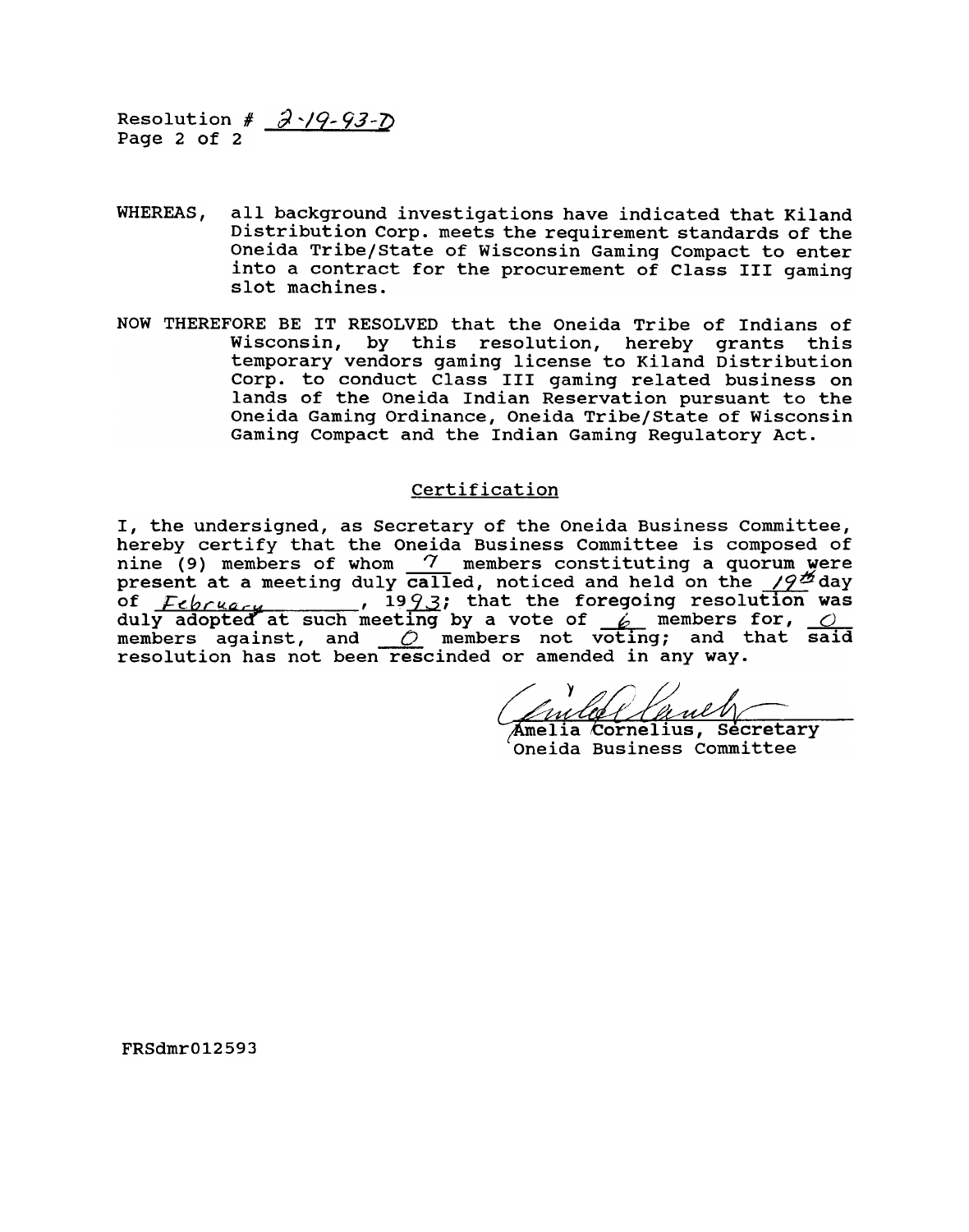Resolution # 2-19-93-D
Page 2 of 2

WHEREAS, all background investigations have indicated that Kiland Distribution Corp. meets the requirement standards of the Oneida Tribe/State of Wisconsin Gaming Compact to enter into a contract for the procurement of Class III gaming slot machines.

NOW THEREFORE BE IT RESOLVED that the Oneida Tribe of Indians of Wisconsin, by this resolution, hereby grants this temporary vendors gaming license to Kiland Distribution Corp. to conduct Class III gaming related business on lands of the Oneida Indian Reservation pursuant to the Oneida Gaming Ordinance, Oneida Tribe/State of Wisconsin Gaming Compact and the Indian Gaming Regulatory Act.

## Certification

I, the undersigned, as Secretary of the Oneida Business Committee, hereby certify that the Oneida Business Committee is composed of nine (9) members of whom 7 members constituting a quorum were present at a meeting duly called, noticed and held on the 19th day of February, 1993; that the foregoing resolution was duly adopted at such meeting by a vote of 6 members for, 0 members against, and 0 members not voting; and that said resolution has not been rescinded or amended in any way.

Amelia Cornelius, Secretary
Oneida Business Committee

FRSdmr012593